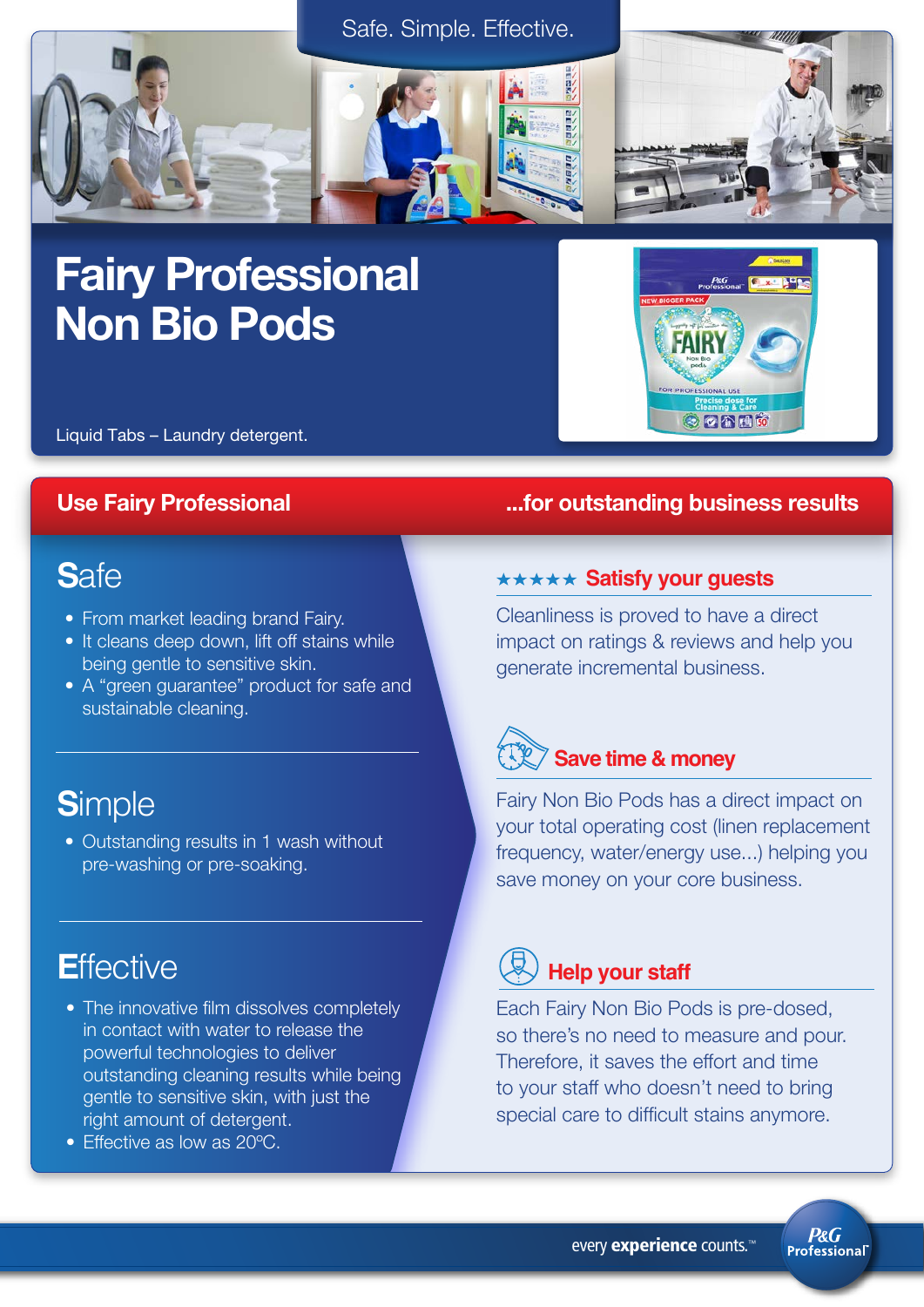Safe. Simple. Effective.

# Fairy Professional Non Bio Pods

Liquid Tabs – Laundry detergent.

## Use Fairy Professional ...for outstanding business results

### Safe

- From market leading brand Fairy.
- It cleans deep down, lift off stains while being gentle to sensitive skin.
- A "green guarantee" product for safe and sustainable cleaning.

### Simple

- Outstanding results in 1 wash without pre-washing or pre-soaking.

### Effective

- The innovative film dissolves completely in contact with water to release the powerful technologies to deliver outstanding cleaning results while being gentle to sensitive skin, with just the right amount of detergent.
- Effective as low as 20°C.

### ★★★★★ Satisfy your guests

Cleanliness is proved to have a direct impact on ratings & reviews and help you generate incremental business.

### Save time & money

Fairy Non Bio Pods has a direct impact on your total operating cost (linen replacement frequency, water/energy use...) helping you save money on your core business.

### Help your staff

Each Fairy Non Bio Pods is pre-dosed, so there's no need to measure and pour. Therefore, it saves the effort and time to your staff who doesn't need to bring special care to difficult stains anymore.

every **experience** counts.™ P&G Professional™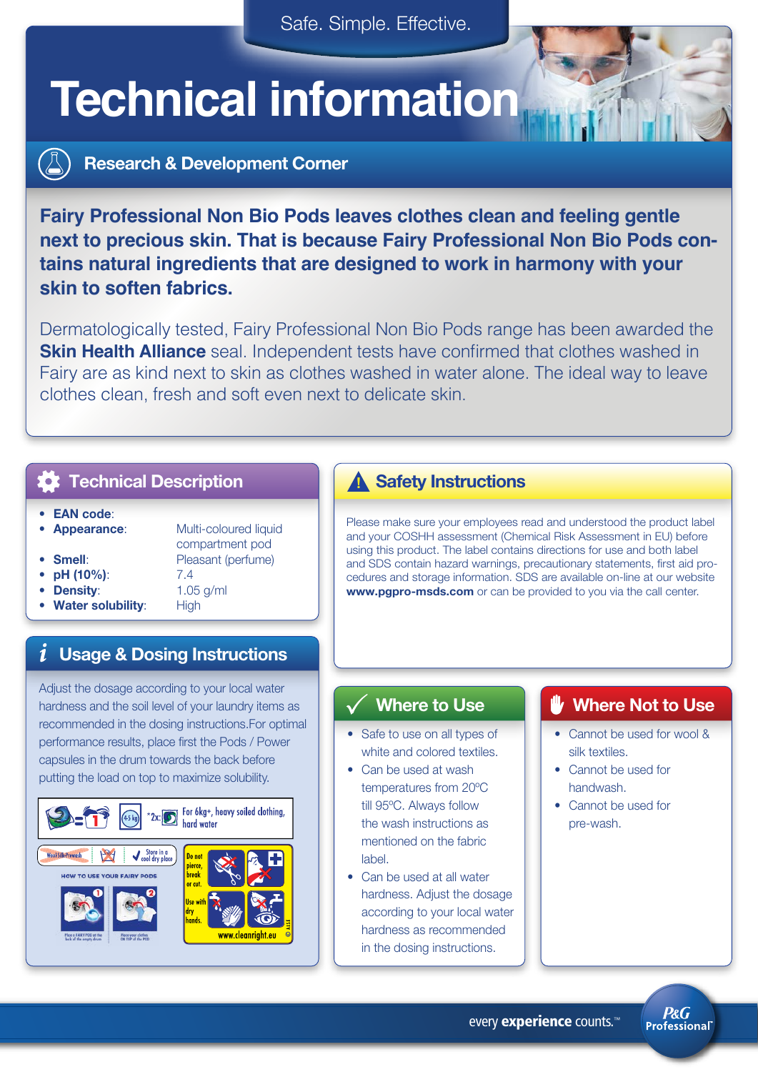Safe. Simple. Effective.

# Technical information

## Research & Development Corner

**Fairy Professional Non Bio Pods leaves clothes clean and feeling gentle next to precious skin. That is because Fairy Professional Non Bio Pods contains natural ingredients that are designed to work in harmony with your skin to soften fabrics.**

Dermatologically tested, Fairy Professional Non Bio Pods range has been awarded the **Skin Health Alliance** seal. Independent tests have confirmed that clothes washed in Fairy are as kind next to skin as clothes washed in water alone. The ideal way to leave clothes clean, fresh and soft even next to delicate skin.

## Technical Description

- **EAN code**:
- **Appearance**: Multi-coloured liquid compartment pod
- **Smell**: Pleasant (perfume)
- **pH (10%)**: 7.4
- **Density**: 1.05 g/ml
- **Water solubility**: High

## Usage & Dosing Instructions

Adjust the dosage according to your local water hardness and the soil level of your laundry items as recommended in the dosing instructions.For optimal performance results, place first the Pods / Power capsules in the drum towards the back before putting the load on top to maximize solubility.

4-5 kg *2x: For 6kg+, heavy soiled clothing, hard water

Wool-Silk-Prewash

Store in a cool dry place

HOW TO USE YOUR FAIRY PODS

1 Place 1 FAIRY POD at the back of the empty drum

2 Place your clothes ON TOP of the POD

Do not pierce, break or cut.

Use with dry hands.

www.cleanright.eu

© AISE

## Safety Instructions

Please make sure your employees read and understood the product label and your COSHH assessment (Chemical Risk Assessment in EU) before using this product. The label contains directions for use and both label and SDS contain hazard warnings, precautionary statements, first aid procedures and storage information. SDS are available on-line at our website **www.pgpro-msds.com** or can be provided to you via the call center.

## Where to Use

- Safe to use on all types of white and colored textiles.
- Can be used at wash temperatures from 20ºC till 95ºC. Always follow the wash instructions as mentioned on the fabric label.
- Can be used at all water hardness. Adjust the dosage according to your local water hardness as recommended in the dosing instructions.

## Where Not to Use

- Cannot be used for wool & silk textiles.
- Cannot be used for handwash.
- Cannot be used for pre-wash.

every **experience** counts.™

P&G Professional™